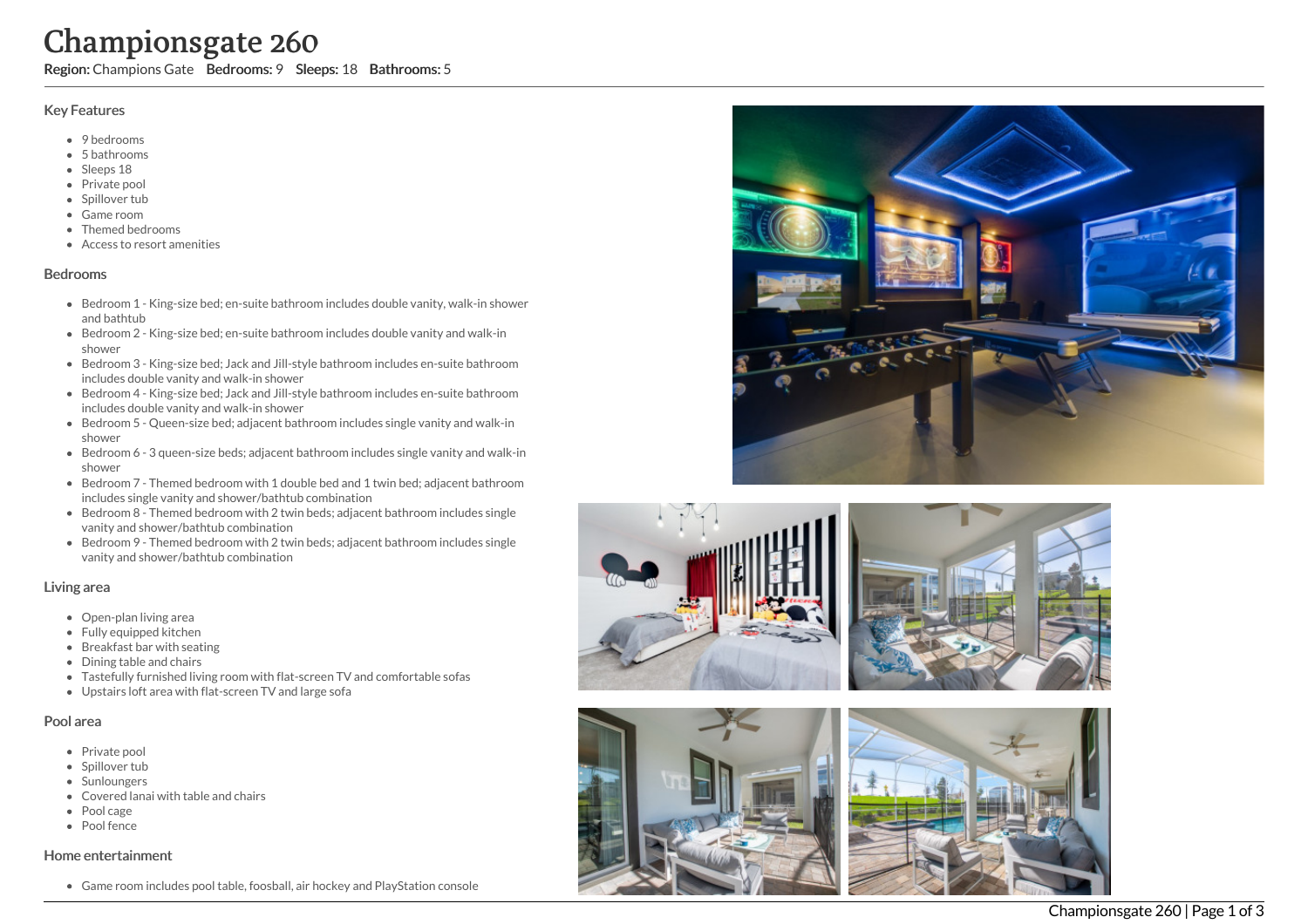# Championsgate 260

**Region:** Champions Gate **Bedrooms:** 9 **Sleeps:** 18 **Bathrooms:** 5

## Key Features

- 9 bedrooms
- 5 bathrooms
- Sleeps 18
- Private pool
- Spillover tub
- Game room
- Themed bedrooms
- Access to resort amenities

## Bedrooms

- Bedroom 1 - King-size bed; en-suite bathroom includes double vanity, walk-in shower and bathtub
- Bedroom 2 - King-size bed; en-suite bathroom includes double vanity and walk-in shower
- Bedroom 3 - King-size bed; Jack and Jill-style bathroom includes en-suite bathroom includes double vanity and walk-in shower
- Bedroom 4 - King-size bed; Jack and Jill-style bathroom includes en-suite bathroom includes double vanity and walk-in shower
- Bedroom 5 - Queen-size bed; adjacent bathroom includes single vanity and walk-in shower
- Bedroom 6 - 3 queen-size beds; adjacent bathroom includes single vanity and walk-in shower
- Bedroom 7 - Themed bedroom with 1 double bed and 1 twin bed; adjacent bathroom includes single vanity and shower/bathtub combination
- Bedroom 8 - Themed bedroom with 2 twin beds; adjacent bathroom includes single vanity and shower/bathtub combination
- Bedroom 9 - Themed bedroom with 2 twin beds; adjacent bathroom includes single vanity and shower/bathtub combination

## Living area

- Open-plan living area
- Fully equipped kitchen
- Breakfast bar with seating
- Dining table and chairs
- Tastefully furnished living room with flat-screen TV and comfortable sofas
- Upstairs loft area with flat-screen TV and large sofa

## Pool area

- Private pool
- Spillover tub
- Sunloungers
- Covered lanai with table and chairs
- Pool cage
- Pool fence

## Home entertainment

- Game room includes pool table, foosball, air hockey and PlayStation console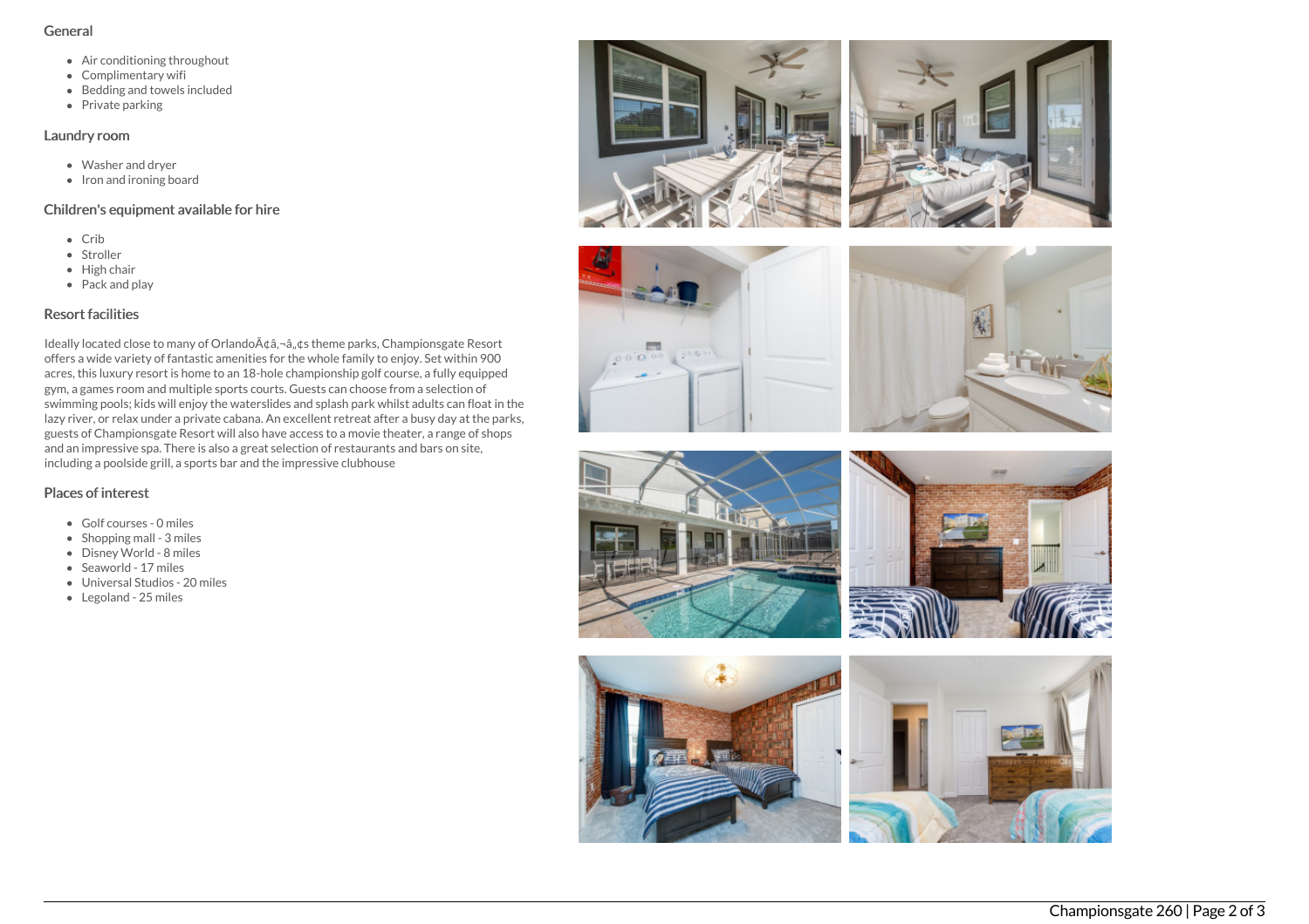## General

- Air conditioning throughout
- Complimentary wifi
- Bedding and towels included
- Private parking

## Laundry room

- Washer and dryer
- Iron and ironing board

## Children's equipment available for hire

- Crib
- Stroller
- High chair
- Pack and play

## Resort facilities

Ideally located close to many of OrlandoÃ¢â‚¬â„¢s theme parks, Championsgate Resort offers a wide variety of fantastic amenities for the whole family to enjoy. Set within 900 acres, this luxury resort is home to an 18-hole championship golf course, a fully equipped gym, a games room and multiple sports courts. Guests can choose from a selection of swimming pools; kids will enjoy the waterslides and splash park whilst adults can float in the lazy river, or relax under a private cabana. An excellent retreat after a busy day at the parks, guests of Championsgate Resort will also have access to a movie theater, a range of shops and an impressive spa. There is also a great selection of restaurants and bars on site, including a poolside grill, a sports bar and the impressive clubhouse

## Places of interest

- Golf courses - 0 miles
- Shopping mall - 3 miles
- Disney World - 8 miles
- Seaworld - 17 miles
- Universal Studios - 20 miles
- Legoland - 25 miles